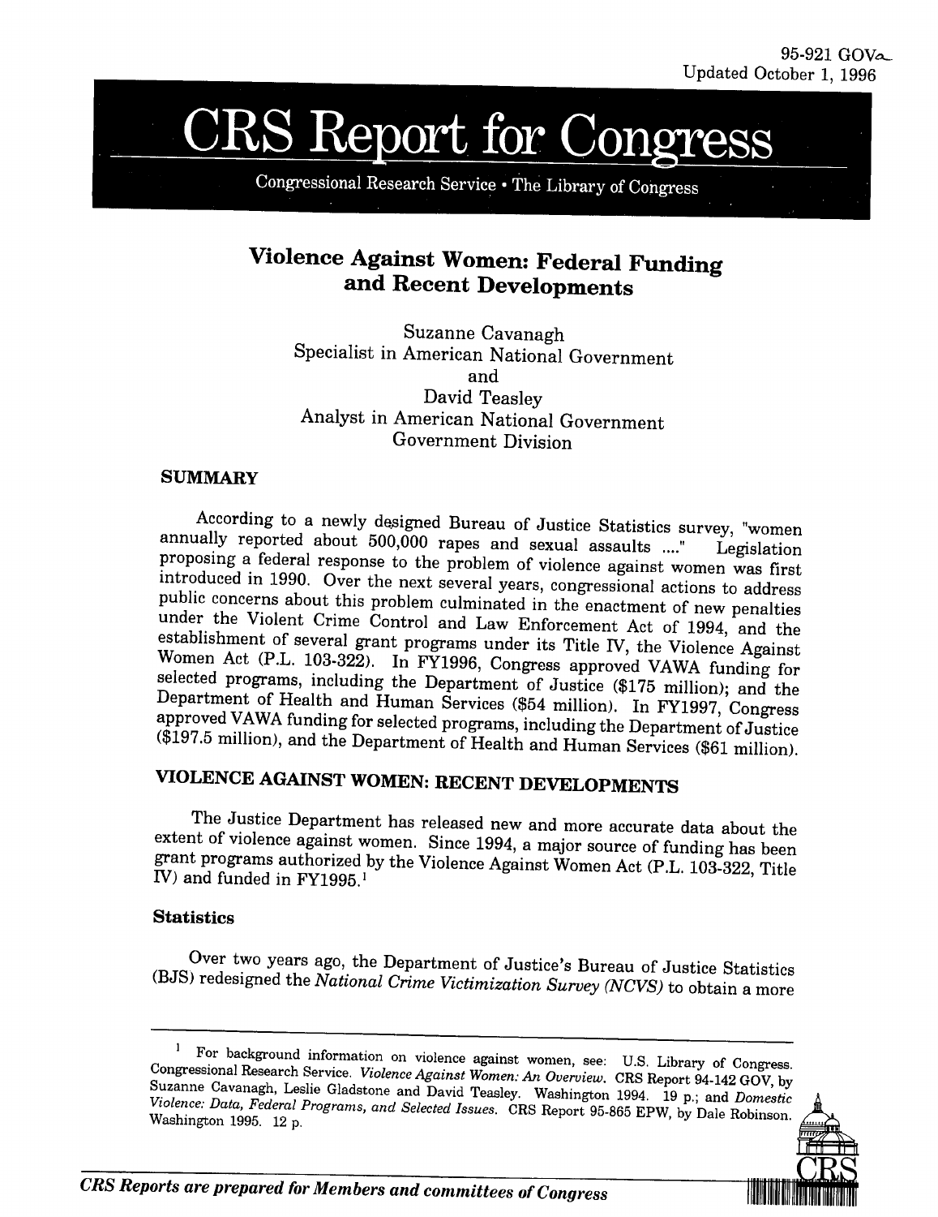95-921 GOVa
Updated October 1, 1996

# CRS Report for Congress

Congressional Research Service • The Library of Congress

## Violence Against Women: Federal Funding and Recent Developments

Suzanne Cavanagh
Specialist in American National Government
and
David Teasley
Analyst in American National Government
Government Division

### SUMMARY

According to a newly designed Bureau of Justice Statistics survey, "women annually reported about 500,000 rapes and sexual assaults ...." Legislation proposing a federal response to the problem of violence against women was first introduced in 1990. Over the next several years, congressional actions to address public concerns about this problem culminated in the enactment of new penalties under the Violent Crime Control and Law Enforcement Act of 1994, and the establishment of several grant programs under its Title IV, the Violence Against Women Act (P.L. 103-322). In FY1996, Congress approved VAWA funding for selected programs, including the Department of Justice ($175 million); and the Department of Health and Human Services ($54 million). In FY1997, Congress approved VAWA funding for selected programs, including the Department of Justice ($197.5 million), and the Department of Health and Human Services ($61 million).

### VIOLENCE AGAINST WOMEN: RECENT DEVELOPMENTS

The Justice Department has released new and more accurate data about the extent of violence against women. Since 1994, a major source of funding has been grant programs authorized by the Violence Against Women Act (P.L. 103-322, Title IV) and funded in FY1995.[1]

#### Statistics

Over two years ago, the Department of Justice's Bureau of Justice Statistics (BJS) redesigned the *National Crime Victimization Survey (NCVS)* to obtain a more

---

[1] For background information on violence against women, see: U.S. Library of Congress. Congressional Research Service. *Violence Against Women: An Overview.* CRS Report 94-142 GOV, by Suzanne Cavanagh, Leslie Gladstone and David Teasley. Washington 1994. 19 p.; and *Domestic Violence: Data, Federal Programs, and Selected Issues.* CRS Report 95-865 EPW, by Dale Robinson. Washington 1995. 12 p.

*CRS Reports are prepared for Members and committees of Congress*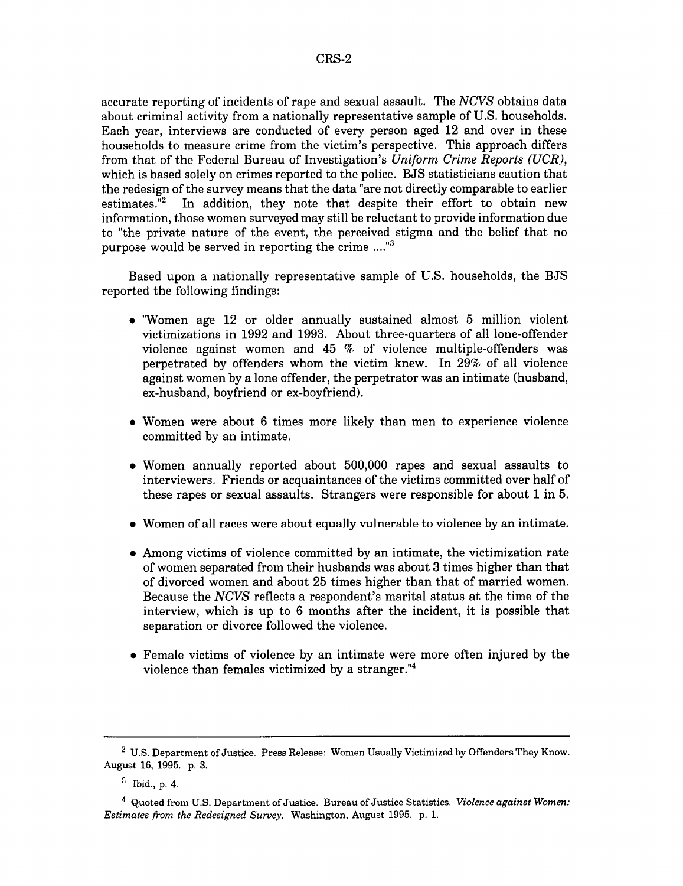accurate reporting of incidents of rape and sexual assault. The *NCVS* obtains data about criminal activity from a nationally representative sample of U.S. households. Each year, interviews are conducted of every person aged 12 and over in these households to measure crime from the victim's perspective. This approach differs from that of the Federal Bureau of Investigation's *Uniform Crime Reports (UCR)*, which is based solely on crimes reported to the police. BJS statisticians caution that the redesign of the survey means that the data "are not directly comparable to earlier estimates."[2] In addition, they note that despite their effort to obtain new information, those women surveyed may still be reluctant to provide information due to "the private nature of the event, the perceived stigma and the belief that no purpose would be served in reporting the crime ...."[3]

Based upon a nationally representative sample of U.S. households, the BJS reported the following findings:

- "Women age 12 or older annually sustained almost 5 million violent victimizations in 1992 and 1993. About three-quarters of all lone-offender violence against women and 45 % of violence multiple-offenders was perpetrated by offenders whom the victim knew. In 29% of all violence against women by a lone offender, the perpetrator was an intimate (husband, ex-husband, boyfriend or ex-boyfriend).

- Women were about 6 times more likely than men to experience violence committed by an intimate.

- Women annually reported about 500,000 rapes and sexual assaults to interviewers. Friends or acquaintances of the victims committed over half of these rapes or sexual assaults. Strangers were responsible for about 1 in 5.

- Women of all races were about equally vulnerable to violence by an intimate.

- Among victims of violence committed by an intimate, the victimization rate of women separated from their husbands was about 3 times higher than that of divorced women and about 25 times higher than that of married women. Because the *NCVS* reflects a respondent's marital status at the time of the interview, which is up to 6 months after the incident, it is possible that separation or divorce followed the violence.

- Female victims of violence by an intimate were more often injured by the violence than females victimized by a stranger."[4]

---

[2] U.S. Department of Justice. Press Release: Women Usually Victimized by Offenders They Know. August 16, 1995. p. 3.

[3] Ibid., p. 4.

[4] Quoted from U.S. Department of Justice. Bureau of Justice Statistics. *Violence against Women: Estimates from the Redesigned Survey.* Washington, August 1995. p. 1.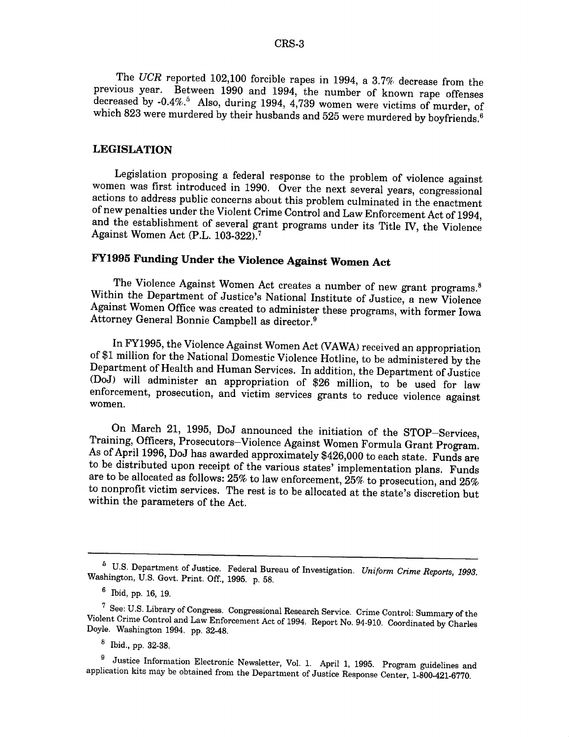The *UCR* reported 102,100 forcible rapes in 1994, a 3.7% decrease from the previous year. Between 1990 and 1994, the number of known rape offenses decreased by -0.4%.[5] Also, during 1994, 4,739 women were victims of murder, of which 823 were murdered by their husbands and 525 were murdered by boyfriends.[6]

## LEGISLATION

Legislation proposing a federal response to the problem of violence against women was first introduced in 1990. Over the next several years, congressional actions to address public concerns about this problem culminated in the enactment of new penalties under the Violent Crime Control and Law Enforcement Act of 1994, and the establishment of several grant programs under its Title IV, the Violence Against Women Act (P.L. 103-322).[7]

### FY1995 Funding Under the Violence Against Women Act

The Violence Against Women Act creates a number of new grant programs.[8] Within the Department of Justice's National Institute of Justice, a new Violence Against Women Office was created to administer these programs, with former Iowa Attorney General Bonnie Campbell as director.[9]

In FY1995, the Violence Against Women Act (VAWA) received an appropriation of $1 million for the National Domestic Violence Hotline, to be administered by the Department of Health and Human Services. In addition, the Department of Justice (DoJ) will administer an appropriation of $26 million, to be used for law enforcement, prosecution, and victim services grants to reduce violence against women.

On March 21, 1995, DoJ announced the initiation of the STOP–Services, Training, Officers, Prosecutors–Violence Against Women Formula Grant Program. As of April 1996, DoJ has awarded approximately $426,000 to each state. Funds are to be distributed upon receipt of the various states' implementation plans. Funds are to be allocated as follows: 25% to law enforcement, 25% to prosecution, and 25% to nonprofit victim services. The rest is to be allocated at the state's discretion but within the parameters of the Act.

---

[5] U.S. Department of Justice. Federal Bureau of Investigation. *Uniform Crime Reports, 1993.* Washington, U.S. Govt. Print. Off., 1995. p. 58.

[6] Ibid, pp. 16, 19.

[7] See: U.S. Library of Congress. Congressional Research Service. Crime Control: Summary of the Violent Crime Control and Law Enforcement Act of 1994. Report No. 94-910. Coordinated by Charles Doyle. Washington 1994. pp. 32-48.

[8] Ibid., pp. 32-38.

[9] Justice Information Electronic Newsletter, Vol. 1. April 1, 1995. Program guidelines and application kits may be obtained from the Department of Justice Response Center, 1-800-421-6770.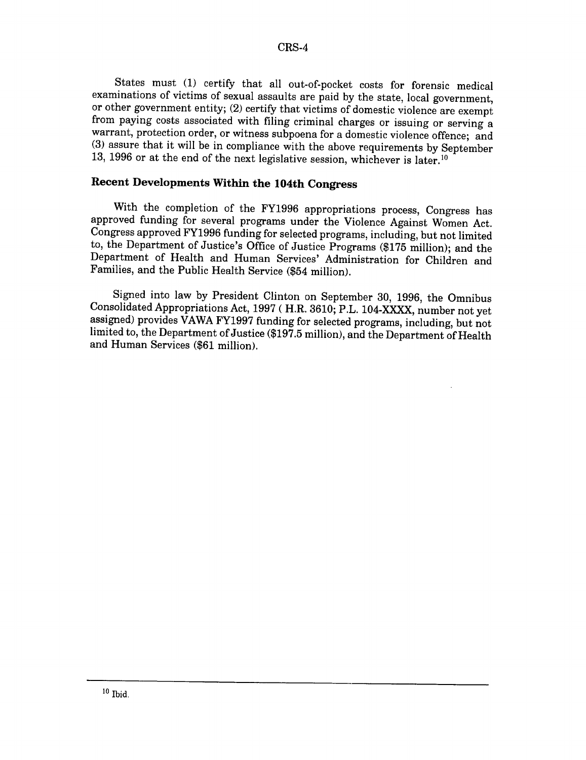States must (1) certify that all out-of-pocket costs for forensic medical examinations of victims of sexual assaults are paid by the state, local government, or other government entity; (2) certify that victims of domestic violence are exempt from paying costs associated with filing criminal charges or issuing or serving a warrant, protection order, or witness subpoena for a domestic violence offence; and (3) assure that it will be in compliance with the above requirements by September 13, 1996 or at the end of the next legislative session, whichever is later.[10]

## Recent Developments Within the 104th Congress

With the completion of the FY1996 appropriations process, Congress has approved funding for several programs under the Violence Against Women Act. Congress approved FY1996 funding for selected programs, including, but not limited to, the Department of Justice's Office of Justice Programs ($175 million); and the Department of Health and Human Services' Administration for Children and Families, and the Public Health Service ($54 million).

Signed into law by President Clinton on September 30, 1996, the Omnibus Consolidated Appropriations Act, 1997 ( H.R. 3610; P.L. 104-XXXX, number not yet assigned) provides VAWA FY1997 funding for selected programs, including, but not limited to, the Department of Justice ($197.5 million), and the Department of Health and Human Services ($61 million).

---

[10] Ibid.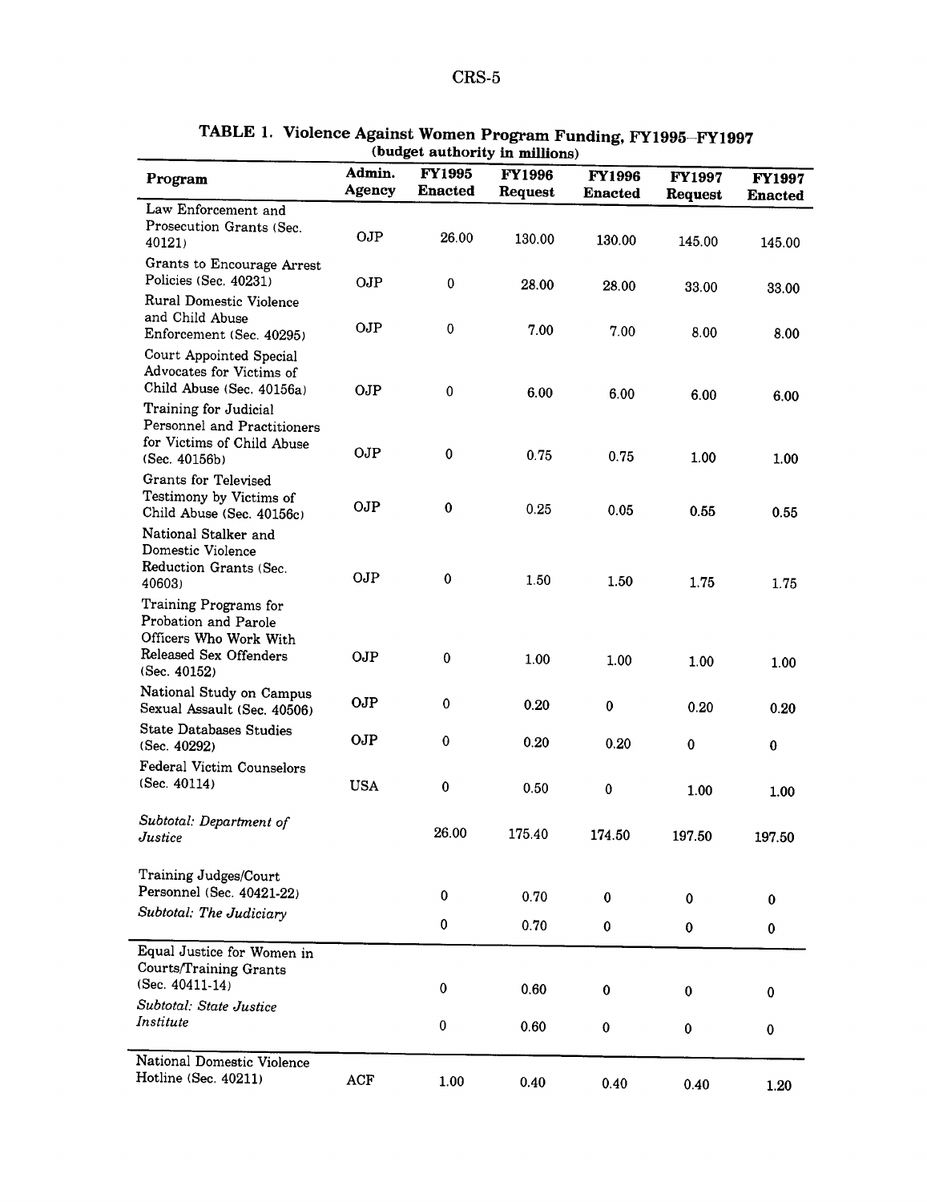**TABLE 1. Violence Against Women Program Funding, FY1995–FY1997**
**(budget authority in millions)**

| Program | Admin. Agency | FY1995 Enacted | FY1996 Request | FY1996 Enacted | FY1997 Request | FY1997 Enacted |
|---|---|---|---|---|---|---|
| Law Enforcement and Prosecution Grants (Sec. 40121) | OJP | 26.00 | 130.00 | 130.00 | 145.00 | 145.00 |
| Grants to Encourage Arrest Policies (Sec. 40231) | OJP | 0 | 28.00 | 28.00 | 33.00 | 33.00 |
| Rural Domestic Violence and Child Abuse Enforcement (Sec. 40295) | OJP | 0 | 7.00 | 7.00 | 8.00 | 8.00 |
| Court Appointed Special Advocates for Victims of Child Abuse (Sec. 40156a) | OJP | 0 | 6.00 | 6.00 | 6.00 | 6.00 |
| Training for Judicial Personnel and Practitioners for Victims of Child Abuse (Sec. 40156b) | OJP | 0 | 0.75 | 0.75 | 1.00 | 1.00 |
| Grants for Televised Testimony by Victims of Child Abuse (Sec. 40156c) | OJP | 0 | 0.25 | 0.05 | 0.55 | 0.55 |
| National Stalker and Domestic Violence Reduction Grants (Sec. 40603) | OJP | 0 | 1.50 | 1.50 | 1.75 | 1.75 |
| Training Programs for Probation and Parole Officers Who Work With Released Sex Offenders (Sec. 40152) | OJP | 0 | 1.00 | 1.00 | 1.00 | 1.00 |
| National Study on Campus Sexual Assault (Sec. 40506) | OJP | 0 | 0.20 | 0 | 0.20 | 0.20 |
| State Databases Studies (Sec. 40292) | OJP | 0 | 0.20 | 0.20 | 0 | 0 |
| Federal Victim Counselors (Sec. 40114) | USA | 0 | 0.50 | 0 | 1.00 | 1.00 |
| *Subtotal: Department of Justice* | | 26.00 | 175.40 | 174.50 | 197.50 | 197.50 |
| Training Judges/Court Personnel (Sec. 40421-22) | | 0 | 0.70 | 0 | 0 | 0 |
| *Subtotal: The Judiciary* | | 0 | 0.70 | 0 | 0 | 0 |
| Equal Justice for Women in Courts/Training Grants (Sec. 40411-14) | | 0 | 0.60 | 0 | 0 | 0 |
| *Subtotal: State Justice Institute* | | 0 | 0.60 | 0 | 0 | 0 |
| National Domestic Violence Hotline (Sec. 40211) | ACF | 1.00 | 0.40 | 0.40 | 0.40 | 1.20 |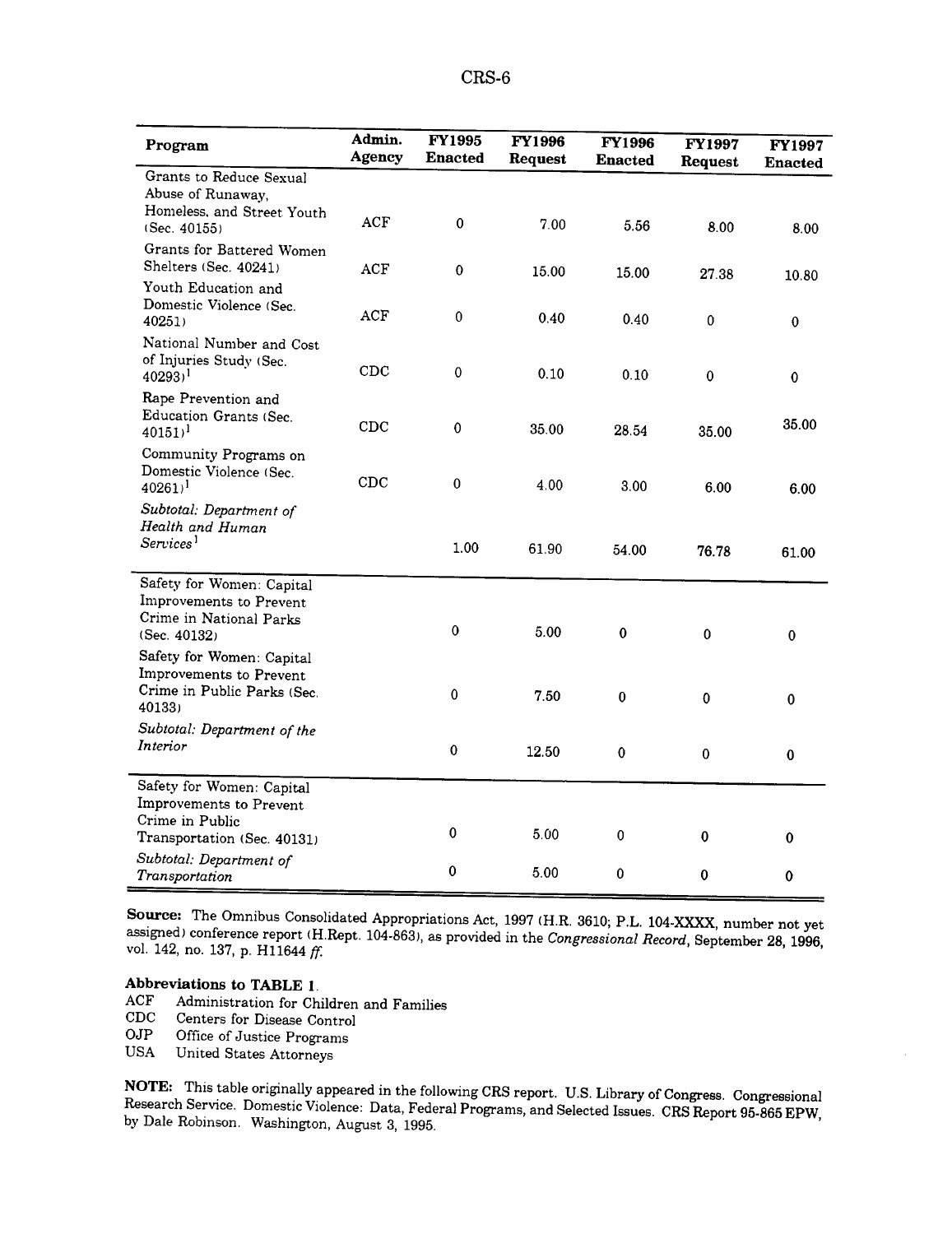| Program | Admin. Agency | FY1995 Enacted | FY1996 Request | FY1996 Enacted | FY1997 Request | FY1997 Enacted |
|---|---|---|---|---|---|---|
| Grants to Reduce Sexual Abuse of Runaway, Homeless, and Street Youth (Sec. 40155) | ACF | 0 | 7.00 | 5.56 | 8.00 | 8.00 |
| Grants for Battered Women Shelters (Sec. 40241) | ACF | 0 | 15.00 | 15.00 | 27.38 | 10.80 |
| Youth Education and Domestic Violence (Sec. 40251) | ACF | 0 | 0.40 | 0.40 | 0 | 0 |
| National Number and Cost of Injuries Study (Sec. 40293)[1] | CDC | 0 | 0.10 | 0.10 | 0 | 0 |
| Rape Prevention and Education Grants (Sec. 40151)[1] | CDC | 0 | 35.00 | 28.54 | 35.00 | 35.00 |
| Community Programs on Domestic Violence (Sec. 40261)[1] | CDC | 0 | 4.00 | 3.00 | 6.00 | 6.00 |
| *Subtotal: Department of Health and Human Services*[1] | | 1.00 | 61.90 | 54.00 | 76.78 | 61.00 |
| Safety for Women: Capital Improvements to Prevent Crime in National Parks (Sec. 40132) | | 0 | 5.00 | 0 | 0 | 0 |
| Safety for Women: Capital Improvements to Prevent Crime in Public Parks (Sec. 40133) | | 0 | 7.50 | 0 | 0 | 0 |
| *Subtotal: Department of the Interior* | | 0 | 12.50 | 0 | 0 | 0 |
| Safety for Women: Capital Improvements to Prevent Crime in Public Transportation (Sec. 40131) | | 0 | 5.00 | 0 | 0 | 0 |
| *Subtotal: Department of Transportation* | | 0 | 5.00 | 0 | 0 | 0 |

**Source:** The Omnibus Consolidated Appropriations Act, 1997 (H.R. 3610; P.L. 104-XXXX, number not yet assigned) conference report (H.Rept. 104-863), as provided in the *Congressional Record*, September 28, 1996, vol. 142, no. 137, p. H11644 *ff.*

**Abbreviations to TABLE 1.**

ACF Administration for Children and Families
CDC Centers for Disease Control
OJP Office of Justice Programs
USA United States Attorneys

**NOTE:** This table originally appeared in the following CRS report. U.S. Library of Congress. Congressional Research Service. Domestic Violence: Data, Federal Programs, and Selected Issues. CRS Report 95-865 EPW, by Dale Robinson. Washington, August 3, 1995.